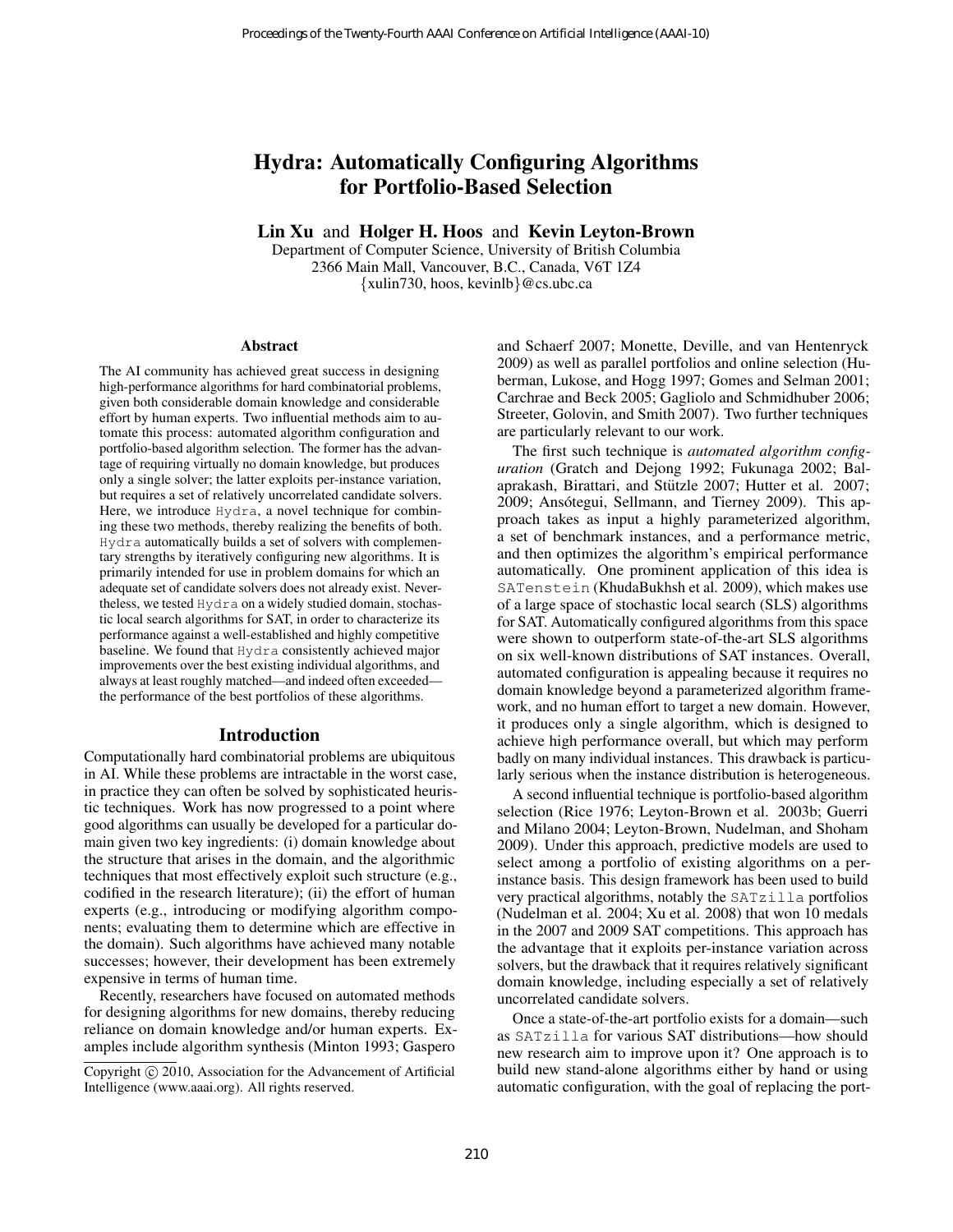# Hydra: Automatically Configuring Algorithms for Portfolio-Based Selection

**Lin Xu** and **Holger H. Hoos** and **Kevin Leyton-Brown**
Department of Computer Science, University of British Columbia
2366 Main Mall, Vancouver, B.C., Canada, V6T 1Z4
{xulin730, hoos, kevinlb}@cs.ubc.ca

### Abstract

The AI community has achieved great success in designing high-performance algorithms for hard combinatorial problems, given both considerable domain knowledge and considerable effort by human experts. Two influential methods aim to automate this process: automated algorithm configuration and portfolio-based algorithm selection. The former has the advantage of requiring virtually no domain knowledge, but produces only a single solver; the latter exploits per-instance variation, but requires a set of relatively uncorrelated candidate solvers. Here, we introduce Hydra, a novel technique for combining these two methods, thereby realizing the benefits of both. Hydra automatically builds a set of solvers with complementary strengths by iteratively configuring new algorithms. It is primarily intended for use in problem domains for which an adequate set of candidate solvers does not already exist. Nevertheless, we tested Hydra on a widely studied domain, stochastic local search algorithms for SAT, in order to characterize its performance against a well-established and highly competitive baseline. We found that Hydra consistently achieved major improvements over the best existing individual algorithms, and always at least roughly matched—and indeed often exceeded—the performance of the best portfolios of these algorithms.

## Introduction

Computationally hard combinatorial problems are ubiquitous in AI. While these problems are intractable in the worst case, in practice they can often be solved by sophisticated heuristic techniques. Work has now progressed to a point where good algorithms can usually be developed for a particular domain given two key ingredients: (i) domain knowledge about the structure that arises in the domain, and the algorithmic techniques that most effectively exploit such structure (e.g., codified in the research literature); (ii) the effort of human experts (e.g., introducing or modifying algorithm components; evaluating them to determine which are effective in the domain). Such algorithms have achieved many notable successes; however, their development has been extremely expensive in terms of human time.

Recently, researchers have focused on automated methods for designing algorithms for new domains, thereby reducing reliance on domain knowledge and/or human experts. Examples include algorithm synthesis (Minton 1993; Gaspero and Schaerf 2007; Monette, Deville, and van Hentenryck 2009) as well as parallel portfolios and online selection (Huberman, Lukose, and Hogg 1997; Gomes and Selman 2001; Carchrae and Beck 2005; Gagliolo and Schmidhuber 2006; Streeter, Golovin, and Smith 2007). Two further techniques are particularly relevant to our work.

The first such technique is *automated algorithm configuration* (Gratch and Dejong 1992; Fukunaga 2002; Balaprakash, Birattari, and Stützle 2007; Hutter et al. 2007; 2009; Ansótegui, Sellmann, and Tierney 2009). This approach takes as input a highly parameterized algorithm, a set of benchmark instances, and a performance metric, and then optimizes the algorithm's empirical performance automatically. One prominent application of this idea is SATenstein (KhudaBukhsh et al. 2009), which makes use of a large space of stochastic local search (SLS) algorithms for SAT. Automatically configured algorithms from this space were shown to outperform state-of-the-art SLS algorithms on six well-known distributions of SAT instances. Overall, automated configuration is appealing because it requires no domain knowledge beyond a parameterized algorithm framework, and no human effort to target a new domain. However, it produces only a single algorithm, which is designed to achieve high performance overall, but which may perform badly on many individual instances. This drawback is particularly serious when the instance distribution is heterogeneous.

A second influential technique is portfolio-based algorithm selection (Rice 1976; Leyton-Brown et al. 2003b; Guerri and Milano 2004; Leyton-Brown, Nudelman, and Shoham 2009). Under this approach, predictive models are used to select among a portfolio of existing algorithms on a per-instance basis. This design framework has been used to build very practical algorithms, notably the SATzilla portfolios (Nudelman et al. 2004; Xu et al. 2008) that won 10 medals in the 2007 and 2009 SAT competitions. This approach has the advantage that it exploits per-instance variation across solvers, but the drawback that it requires relatively significant domain knowledge, including especially a set of relatively uncorrelated candidate solvers.

Once a state-of-the-art portfolio exists for a domain—such as SATzilla for various SAT distributions—how should new research aim to improve upon it? One approach is to build new stand-alone algorithms either by hand or using automatic configuration, with the goal of replacing the port-

Copyright © 2010, Association for the Advancement of Artificial Intelligence (www.aaai.org). All rights reserved.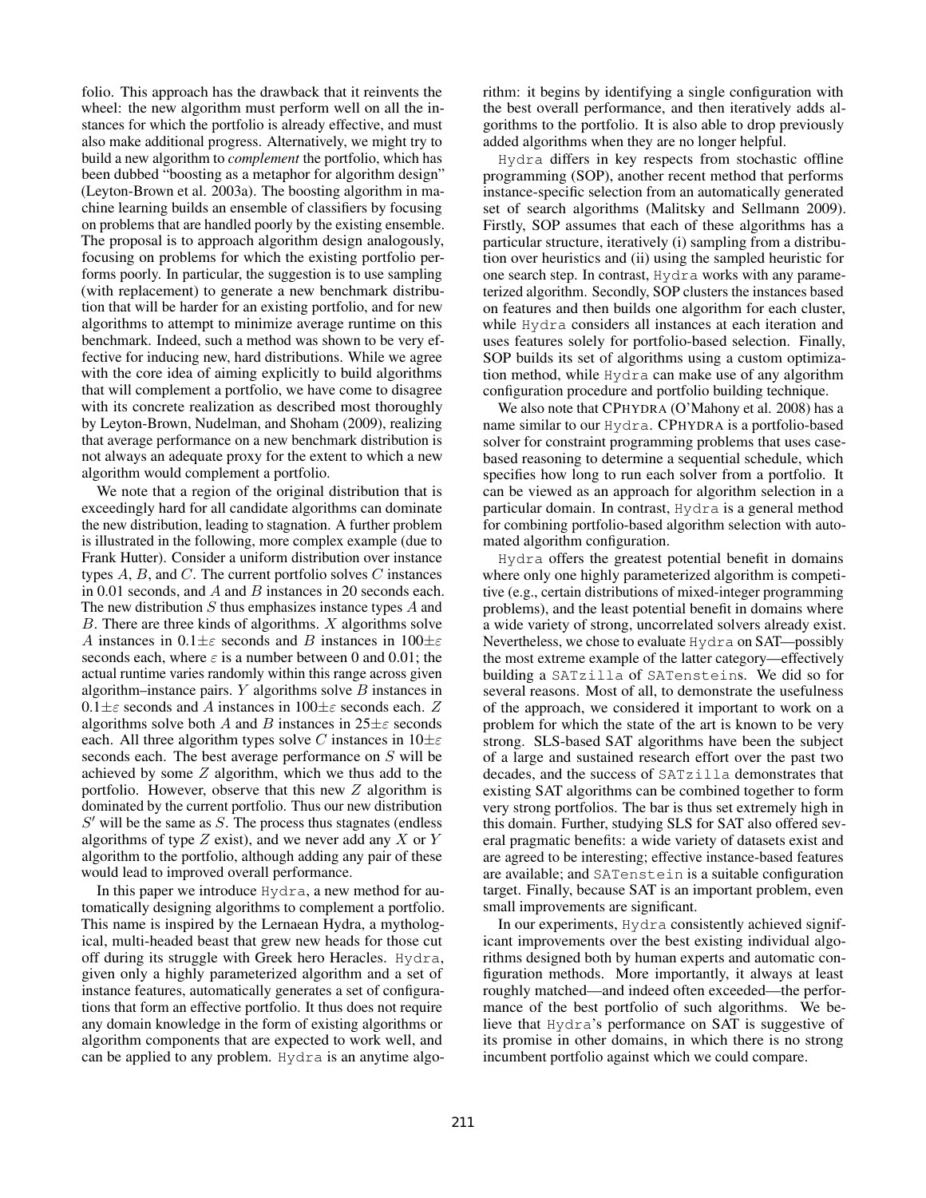folio. This approach has the drawback that it reinvents the wheel: the new algorithm must perform well on all the instances for which the portfolio is already effective, and must also make additional progress. Alternatively, we might try to build a new algorithm to *complement* the portfolio, which has been dubbed "boosting as a metaphor for algorithm design" (Leyton-Brown et al. 2003a). The boosting algorithm in machine learning builds an ensemble of classifiers by focusing on problems that are handled poorly by the existing ensemble. The proposal is to approach algorithm design analogously, focusing on problems for which the existing portfolio performs poorly. In particular, the suggestion is to use sampling (with replacement) to generate a new benchmark distribution that will be harder for an existing portfolio, and for new algorithms to attempt to minimize average runtime on this benchmark. Indeed, such a method was shown to be very effective for inducing new, hard distributions. While we agree with the core idea of aiming explicitly to build algorithms that will complement a portfolio, we have come to disagree with its concrete realization as described most thoroughly by Leyton-Brown, Nudelman, and Shoham (2009), realizing that average performance on a new benchmark distribution is not always an adequate proxy for the extent to which a new algorithm would complement a portfolio.

We note that a region of the original distribution that is exceedingly hard for all candidate algorithms can dominate the new distribution, leading to stagnation. A further problem is illustrated in the following, more complex example (due to Frank Hutter). Consider a uniform distribution over instance types $A$, $B$, and $C$. The current portfolio solves $C$ instances in 0.01 seconds, and $A$ and $B$ instances in 20 seconds each. The new distribution $S$ thus emphasizes instance types $A$ and $B$. There are three kinds of algorithms. $X$ algorithms solve $A$ instances in $0.1\pm\varepsilon$ seconds and $B$ instances in $100\pm\varepsilon$ seconds each, where $\varepsilon$ is a number between 0 and 0.01; the actual runtime varies randomly within this range across given algorithm–instance pairs. $Y$ algorithms solve $B$ instances in $0.1\pm\varepsilon$ seconds and $A$ instances in $100\pm\varepsilon$ seconds each. $Z$ algorithms solve both $A$ and $B$ instances in $25\pm\varepsilon$ seconds each. All three algorithm types solve $C$ instances in $10\pm\varepsilon$ seconds each. The best average performance on $S$ will be achieved by some $Z$ algorithm, which we thus add to the portfolio. However, observe that this new $Z$ algorithm is dominated by the current portfolio. Thus our new distribution $S'$ will be the same as $S$. The process thus stagnates (endless algorithms of type $Z$ exist), and we never add any $X$ or $Y$ algorithm to the portfolio, although adding any pair of these would lead to improved overall performance.

In this paper we introduce Hydra, a new method for automatically designing algorithms to complement a portfolio. This name is inspired by the Lernaean Hydra, a mythological, multi-headed beast that grew new heads for those cut off during its struggle with Greek hero Heracles. Hydra, given only a highly parameterized algorithm and a set of instance features, automatically generates a set of configurations that form an effective portfolio. It thus does not require any domain knowledge in the form of existing algorithms or algorithm components that are expected to work well, and can be applied to any problem. Hydra is an anytime algorithm: it begins by identifying a single configuration with the best overall performance, and then iteratively adds algorithms to the portfolio. It is also able to drop previously added algorithms when they are no longer helpful.

Hydra differs in key respects from stochastic offline programming (SOP), another recent method that performs instance-specific selection from an automatically generated set of search algorithms (Malitsky and Sellmann 2009). Firstly, SOP assumes that each of these algorithms has a particular structure, iteratively (i) sampling from a distribution over heuristics and (ii) using the sampled heuristic for one search step. In contrast, Hydra works with any parameterized algorithm. Secondly, SOP clusters the instances based on features and then builds one algorithm for each cluster, while Hydra considers all instances at each iteration and uses features solely for portfolio-based selection. Finally, SOP builds its set of algorithms using a custom optimization method, while Hydra can make use of any algorithm configuration procedure and portfolio building technique.

We also note that CPHYDRA (O'Mahony et al. 2008) has a name similar to our Hydra. CPHYDRA is a portfolio-based solver for constraint programming problems that uses case-based reasoning to determine a sequential schedule, which specifies how long to run each solver from a portfolio. It can be viewed as an approach for algorithm selection in a particular domain. In contrast, Hydra is a general method for combining portfolio-based algorithm selection with automated algorithm configuration.

Hydra offers the greatest potential benefit in domains where only one highly parameterized algorithm is competitive (e.g., certain distributions of mixed-integer programming problems), and the least potential benefit in domains where a wide variety of strong, uncorrelated solvers already exist. Nevertheless, we chose to evaluate Hydra on SAT—possibly the most extreme example of the latter category—effectively building a SATzilla of SATensteins. We did so for several reasons. Most of all, to demonstrate the usefulness of the approach, we considered it important to work on a problem for which the state of the art is known to be very strong. SLS-based SAT algorithms have been the subject of a large and sustained research effort over the past two decades, and the success of SATzilla demonstrates that existing SAT algorithms can be combined together to form very strong portfolios. The bar is thus set extremely high in this domain. Further, studying SLS for SAT also offered several pragmatic benefits: a wide variety of datasets exist and are agreed to be interesting; effective instance-based features are available; and SATenstein is a suitable configuration target. Finally, because SAT is an important problem, even small improvements are significant.

In our experiments, Hydra consistently achieved significant improvements over the best existing individual algorithms designed both by human experts and automatic configuration methods. More importantly, it always at least roughly matched—and indeed often exceeded—the performance of the best portfolio of such algorithms. We believe that Hydra's performance on SAT is suggestive of its promise in other domains, in which there is no strong incumbent portfolio against which we could compare.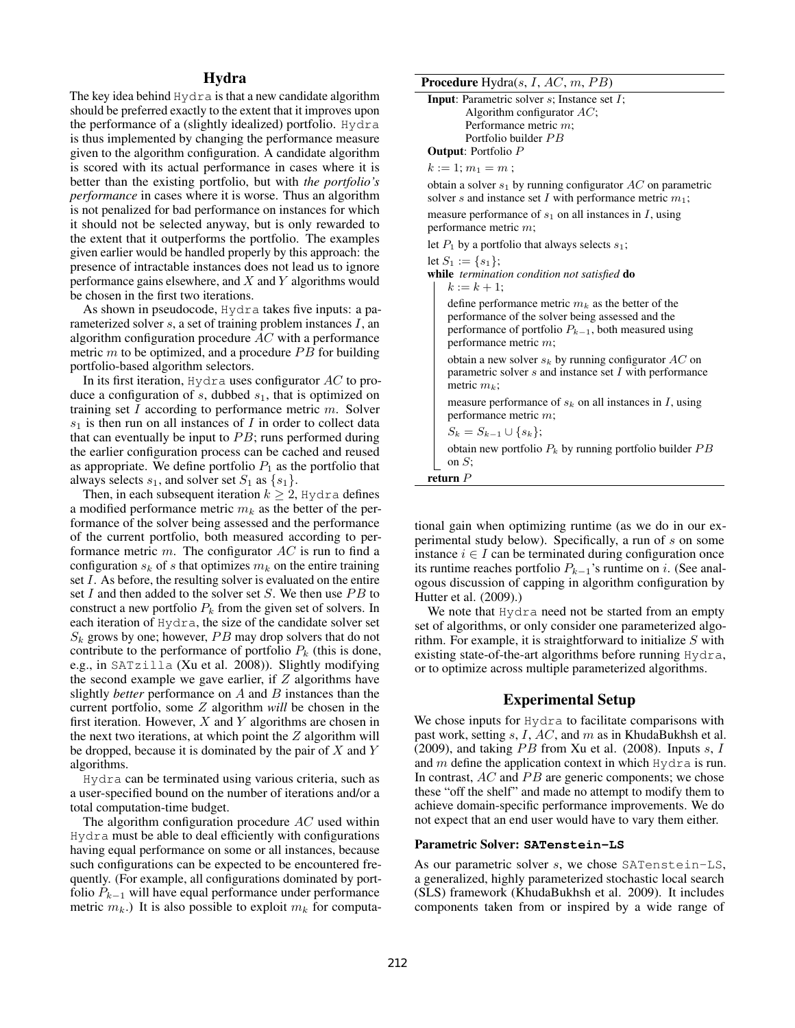## Hydra

The key idea behind Hydra is that a new candidate algorithm should be preferred exactly to the extent that it improves upon the performance of a (slightly idealized) portfolio. Hydra is thus implemented by changing the performance measure given to the algorithm configuration. A candidate algorithm is scored with its actual performance in cases where it is better than the existing portfolio, but with *the portfolio's performance* in cases where it is worse. Thus an algorithm is not penalized for bad performance on instances for which it should not be selected anyway, but is only rewarded to the extent that it outperforms the portfolio. The examples given earlier would be handled properly by this approach: the presence of intractable instances does not lead us to ignore performance gains elsewhere, and $X$ and $Y$ algorithms would be chosen in the first two iterations.

As shown in pseudocode, Hydra takes five inputs: a parameterized solver $s$, a set of training problem instances $I$, an algorithm configuration procedure $AC$ with a performance metric $m$ to be optimized, and a procedure $PB$ for building portfolio-based algorithm selectors.

In its first iteration, Hydra uses configurator $AC$ to produce a configuration of $s$, dubbed $s_1$, that is optimized on training set $I$ according to performance metric $m$. Solver $s_1$ is then run on all instances of $I$ in order to collect data that can eventually be input to $PB$; runs performed during the earlier configuration process can be cached and reused as appropriate. We define portfolio $P_1$ as the portfolio that always selects $s_1$, and solver set $S_1$ as $\{s_1\}$.

Then, in each subsequent iteration $k \geq 2$, Hydra defines a modified performance metric $m_k$ as the better of the performance of the solver being assessed and the performance of the current portfolio, both measured according to performance metric $m$. The configurator $AC$ is run to find a configuration $s_k$ of $s$ that optimizes $m_k$ on the entire training set $I$. As before, the resulting solver is evaluated on the entire set $I$ and then added to the solver set $S$. We then use $PB$ to construct a new portfolio $P_k$ from the given set of solvers. In each iteration of Hydra, the size of the candidate solver set $S_k$ grows by one; however, $PB$ may drop solvers that do not contribute to the performance of portfolio $P_k$ (this is done, e.g., in SATzilla (Xu et al. 2008)). Slightly modifying the second example we gave earlier, if $Z$ algorithms have slightly *better* performance on $A$ and $B$ instances than the current portfolio, some $Z$ algorithm *will* be chosen in the first iteration. However, $X$ and $Y$ algorithms are chosen in the next two iterations, at which point the $Z$ algorithm will be dropped, because it is dominated by the pair of $X$ and $Y$ algorithms.

Hydra can be terminated using various criteria, such as a user-specified bound on the number of iterations and/or a total computation-time budget.

The algorithm configuration procedure $AC$ used within Hydra must be able to deal efficiently with configurations having equal performance on some or all instances, because such configurations can be expected to be encountered frequently. (For example, all configurations dominated by portfolio $P_{k-1}$ will have equal performance under performance metric $m_k$.) It is also possible to exploit $m_k$ for computational gain when optimizing runtime (as we do in our experimental study below). Specifically, a run of $s$ on some instance $i \in I$ can be terminated during configuration once its runtime reaches portfolio $P_{k-1}$'s runtime on $i$. (See analogous discussion of capping in algorithm configuration by Hutter et al. (2009).)

We note that Hydra need not be started from an empty set of algorithms, or only consider one parameterized algorithm. For example, it is straightforward to initialize $S$ with existing state-of-the-art algorithms before running Hydra, or to optimize across multiple parameterized algorithms.

---

**Procedure** Hydra($s$, $I$, $AC$, $m$, $PB$)

**Input**: Parametric solver $s$; Instance set $I$;
Algorithm configurator $AC$;
Performance metric $m$;
Portfolio builder $PB$

**Output**: Portfolio $P$

$k := 1$; $m_1 = m$ ;

obtain a solver $s_1$ by running configurator $AC$ on parametric solver $s$ and instance set $I$ with performance metric $m_1$;

measure performance of $s_1$ on all instances in $I$, using performance metric $m$;

let $P_1$ by a portfolio that always selects $s_1$;

let $S_1 := \{s_1\}$;

**while** *termination condition not satisfied* **do**

- $k := k + 1$;
- define performance metric $m_k$ as the better of the performance of the solver being assessed and the performance of portfolio $P_{k-1}$, both measured using performance metric $m$;
- obtain a new solver $s_k$ by running configurator $AC$ on parametric solver $s$ and instance set $I$ with performance metric $m_k$;
- measure performance of $s_k$ on all instances in $I$, using performance metric $m$;
- $S_k = S_{k-1} \cup \{s_k\}$;
- obtain new portfolio $P_k$ by running portfolio builder $PB$ on $S$;

**return** $P$

---

## Experimental Setup

We chose inputs for Hydra to facilitate comparisons with past work, setting $s$, $I$, $AC$, and $m$ as in KhudaBukhsh et al. (2009), and taking $PB$ from Xu et al. (2008). Inputs $s$, $I$ and $m$ define the application context in which Hydra is run. In contrast, $AC$ and $PB$ are generic components; we chose these "off the shelf" and made no attempt to modify them to achieve domain-specific performance improvements. We do not expect that an end user would have to vary them either.

#### Parametric Solver: SATenstein-LS

As our parametric solver $s$, we chose SATenstein-LS, a generalized, highly parameterized stochastic local search (SLS) framework (KhudaBukhsh et al. 2009). It includes components taken from or inspired by a wide range of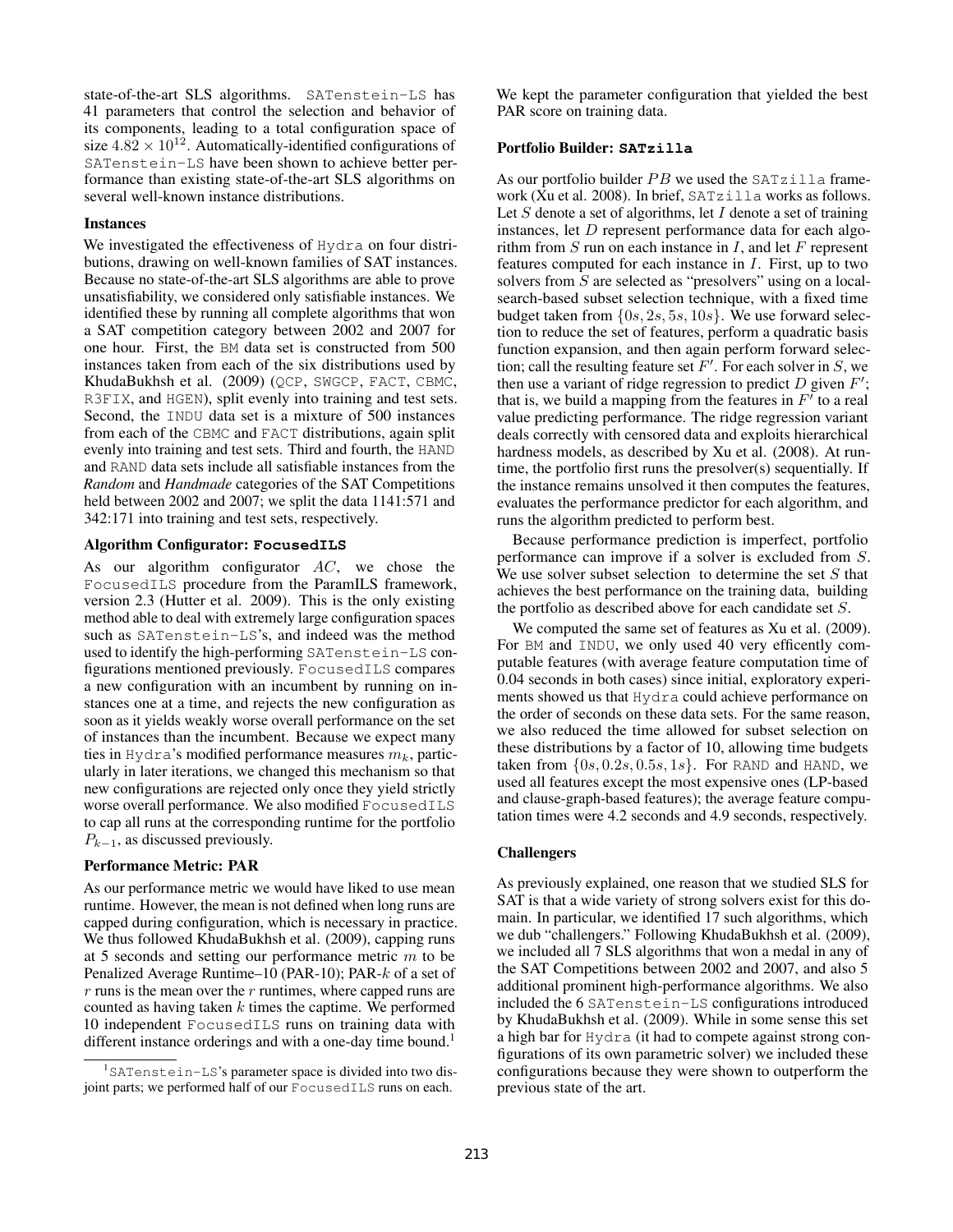state-of-the-art SLS algorithms. SATenstein-LS has 41 parameters that control the selection and behavior of its components, leading to a total configuration space of size $4.82 \times 10^{12}$. Automatically-identified configurations of SATenstein-LS have been shown to achieve better performance than existing state-of-the-art SLS algorithms on several well-known instance distributions.

### Instances

We investigated the effectiveness of Hydra on four distributions, drawing on well-known families of SAT instances. Because no state-of-the-art SLS algorithms are able to prove unsatisfiability, we considered only satisfiable instances. We identified these by running all complete algorithms that won a SAT competition category between 2002 and 2007 for one hour. First, the BM data set is constructed from 500 instances taken from each of the six distributions used by KhudaBukhsh et al. (2009) (QCP, SWGCP, FACT, CBMC, R3FIX, and HGEN), split evenly into training and test sets. Second, the INDU data set is a mixture of 500 instances from each of the CBMC and FACT distributions, again split evenly into training and test sets. Third and fourth, the HAND and RAND data sets include all satisfiable instances from the *Random* and *Handmade* categories of the SAT Competitions held between 2002 and 2007; we split the data 1141:571 and 342:171 into training and test sets, respectively.

### Algorithm Configurator: FocusedILS

As our algorithm configurator $AC$, we chose the FocusedILS procedure from the ParamILS framework, version 2.3 (Hutter et al. 2009). This is the only existing method able to deal with extremely large configuration spaces such as SATenstein-LS's, and indeed was the method used to identify the high-performing SATenstein-LS configurations mentioned previously. FocusedILS compares a new configuration with an incumbent by running on instances one at a time, and rejects the new configuration as soon as it yields weakly worse overall performance on the set of instances than the incumbent. Because we expect many ties in Hydra's modified performance measures $m_k$, particularly in later iterations, we changed this mechanism so that new configurations are rejected only once they yield strictly worse overall performance. We also modified FocusedILS to cap all runs at the corresponding runtime for the portfolio $P_{k-1}$, as discussed previously.

### Performance Metric: PAR

As our performance metric we would have liked to use mean runtime. However, the mean is not defined when long runs are capped during configuration, which is necessary in practice. We thus followed KhudaBukhsh et al. (2009), capping runs at 5 seconds and setting our performance metric $m$ to be Penalized Average Runtime–10 (PAR-10); PAR-$k$ of a set of $r$ runs is the mean over the $r$ runtimes, where capped runs are counted as having taken $k$ times the captime. We performed 10 independent FocusedILS runs on training data with different instance orderings and with a one-day time bound.[1] We kept the parameter configuration that yielded the best PAR score on training data.

### Portfolio Builder: SATzilla

As our portfolio builder $PB$ we used the SATzilla framework (Xu et al. 2008). In brief, SATzilla works as follows. Let $S$ denote a set of algorithms, let $I$ denote a set of training instances, let $D$ represent performance data for each algorithm from $S$ run on each instance in $I$, and let $F$ represent features computed for each instance in $I$. First, up to two solvers from $S$ are selected as "presolvers" using on a local-search-based subset selection technique, with a fixed time budget taken from $\{0s, 2s, 5s, 10s\}$. We use forward selection to reduce the set of features, perform a quadratic basis function expansion, and then again perform forward selection; call the resulting feature set $F'$. For each solver in $S$, we then use a variant of ridge regression to predict $D$ given $F'$; that is, we build a mapping from the features in $F'$ to a real value predicting performance. The ridge regression variant deals correctly with censored data and exploits hierarchical hardness models, as described by Xu et al. (2008). At runtime, the portfolio first runs the presolver(s) sequentially. If the instance remains unsolved it then computes the features, evaluates the performance predictor for each algorithm, and runs the algorithm predicted to perform best.

Because performance prediction is imperfect, portfolio performance can improve if a solver is excluded from $S$. We use solver subset selection to determine the set $S$ that achieves the best performance on the training data, building the portfolio as described above for each candidate set $S$.

We computed the same set of features as Xu et al. (2009). For BM and INDU, we only used 40 very efficently computable features (with average feature computation time of 0.04 seconds in both cases) since initial, exploratory experiments showed us that Hydra could achieve performance on the order of seconds on these data sets. For the same reason, we also reduced the time allowed for subset selection on these distributions by a factor of 10, allowing time budgets taken from $\{0s, 0.2s, 0.5s, 1s\}$. For RAND and HAND, we used all features except the most expensive ones (LP-based and clause-graph-based features); the average feature computation times were 4.2 seconds and 4.9 seconds, respectively.

### Challengers

As previously explained, one reason that we studied SLS for SAT is that a wide variety of strong solvers exist for this domain. In particular, we identified 17 such algorithms, which we dub "challengers." Following KhudaBukhsh et al. (2009), we included all 7 SLS algorithms that won a medal in any of the SAT Competitions between 2002 and 2007, and also 5 additional prominent high-performance algorithms. We also included the 6 SATenstein-LS configurations introduced by KhudaBukhsh et al. (2009). While in some sense this set a high bar for Hydra (it had to compete against strong configurations of its own parametric solver) we included these configurations because they were shown to outperform the previous state of the art.

[1] SATenstein-LS's parameter space is divided into two disjoint parts; we performed half of our FocusedILS runs on each.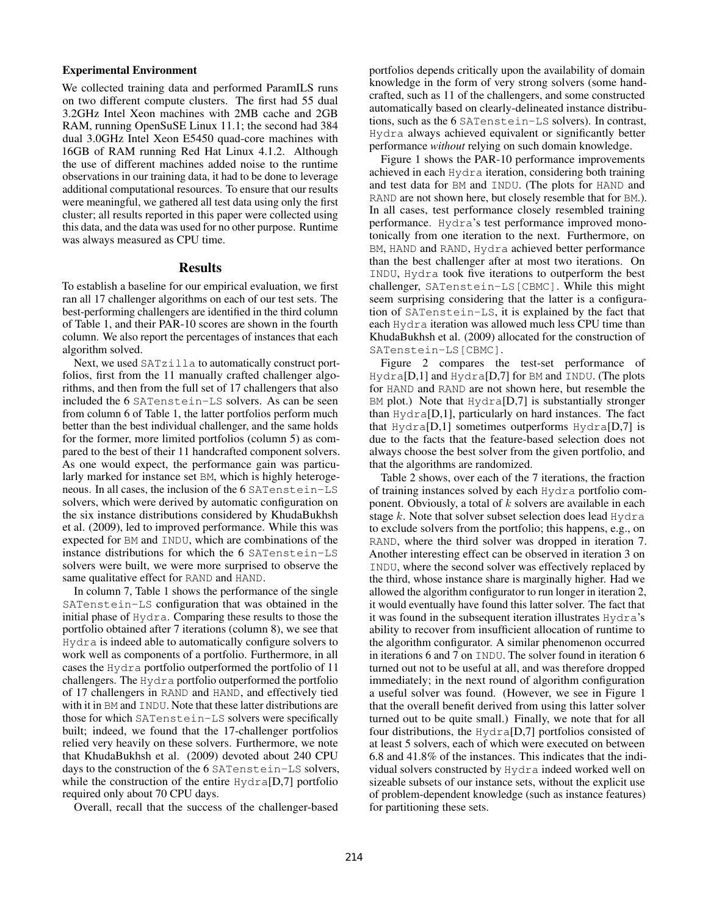**Experimental Environment**

We collected training data and performed ParamILS runs on two different compute clusters. The first had 55 dual 3.2GHz Intel Xeon machines with 2MB cache and 2GB RAM, running OpenSuSE Linux 11.1; the second had 384 dual 3.0GHz Intel Xeon E5450 quad-core machines with 16GB of RAM running Red Hat Linux 4.1.2. Although the use of different machines added noise to the runtime observations in our training data, it had to be done to leverage additional computational resources. To ensure that our results were meaningful, we gathered all test data using only the first cluster; all results reported in this paper were collected using this data, and the data was used for no other purpose. Runtime was always measured as CPU time.

## Results

To establish a baseline for our empirical evaluation, we first ran all 17 challenger algorithms on each of our test sets. The best-performing challengers are identified in the third column of Table 1, and their PAR-10 scores are shown in the fourth column. We also report the percentages of instances that each algorithm solved.

Next, we used `SATzilla` to automatically construct portfolios, first from the 11 manually crafted challenger algorithms, and then from the full set of 17 challengers that also included the 6 `SATenstein-LS` solvers. As can be seen from column 6 of Table 1, the latter portfolios perform much better than the best individual challenger, and the same holds for the former, more limited portfolios (column 5) as compared to the best of their 11 handcrafted component solvers. As one would expect, the performance gain was particularly marked for instance set `BM`, which is highly heterogeneous. In all cases, the inclusion of the 6 `SATenstein-LS` solvers, which were derived by automatic configuration on the six instance distributions considered by KhudaBukhsh et al. (2009), led to improved performance. While this was expected for `BM` and `INDU`, which are combinations of the instance distributions for which the 6 `SATenstein-LS` solvers were built, we were more surprised to observe the same qualitative effect for `RAND` and `HAND`.

In column 7, Table 1 shows the performance of the single `SATenstein-LS` configuration that was obtained in the initial phase of `Hydra`. Comparing these results to those the portfolio obtained after 7 iterations (column 8), we see that `Hydra` is indeed able to automatically configure solvers to work well as components of a portfolio. Furthermore, in all cases the `Hydra` portfolio outperformed the portfolio of 11 challengers. The `Hydra` portfolio outperformed the portfolio of 17 challengers in `RAND` and `HAND`, and effectively tied with it in `BM` and `INDU`. Note that these latter distributions are those for which `SATenstein-LS` solvers were specifically built; indeed, we found that the 17-challenger portfolios relied very heavily on these solvers. Furthermore, we note that KhudaBukhsh et al. (2009) devoted about 240 CPU days to the construction of the 6 `SATenstein-LS` solvers, while the construction of the entire `Hydra`[D,7] portfolio required only about 70 CPU days.

Overall, recall that the success of the challenger-based portfolios depends critically upon the availability of domain knowledge in the form of very strong solvers (some handcrafted, such as 11 of the challengers, and some constructed automatically based on clearly-delineated instance distributions, such as the 6 `SATenstein-LS` solvers). In contrast, `Hydra` always achieved equivalent or significantly better performance *without* relying on such domain knowledge.

Figure 1 shows the PAR-10 performance improvements achieved in each `Hydra` iteration, considering both training and test data for `BM` and `INDU`. (The plots for `HAND` and `RAND` are not shown here, but closely resemble that for `BM`.). In all cases, test performance closely resembled training performance. `Hydra`'s test performance improved monotonically from one iteration to the next. Furthermore, on `BM`, `HAND` and `RAND`, `Hydra` achieved better performance than the best challenger after at most two iterations. On `INDU`, `Hydra` took five iterations to outperform the best challenger, `SATenstein-LS[CBMC]`. While this might seem surprising considering that the latter is a configuration of `SATenstein-LS`, it is explained by the fact that each `Hydra` iteration was allowed much less CPU time than KhudaBukhsh et al. (2009) allocated for the construction of `SATenstein-LS[CBMC]`.

Figure 2 compares the test-set performance of `Hydra`[D,1] and `Hydra`[D,7] for `BM` and `INDU`. (The plots for `HAND` and `RAND` are not shown here, but resemble the `BM` plot.) Note that `Hydra`[D,7] is substantially stronger than `Hydra`[D,1], particularly on hard instances. The fact that `Hydra`[D,1] sometimes outperforms `Hydra`[D,7] is due to the facts that the feature-based selection does not always choose the best solver from the given portfolio, and that the algorithms are randomized.

Table 2 shows, over each of the 7 iterations, the fraction of training instances solved by each `Hydra` portfolio component. Obviously, a total of $k$ solvers are available in each stage $k$. Note that solver subset selection does lead `Hydra` to exclude solvers from the portfolio; this happens, e.g., on `RAND`, where the third solver was dropped in iteration 7. Another interesting effect can be observed in iteration 3 on `INDU`, where the second solver was effectively replaced by the third, whose instance share is marginally higher. Had we allowed the algorithm configurator to run longer in iteration 2, it would eventually have found this latter solver. The fact that it was found in the subsequent iteration illustrates `Hydra`'s ability to recover from insufficient allocation of runtime to the algorithm configurator. A similar phenomenon occurred in iterations 6 and 7 on `INDU`. The solver found in iteration 6 turned out not to be useful at all, and was therefore dropped immediately; in the next round of algorithm configuration a useful solver was found. (However, we see in Figure 1 that the overall benefit derived from using this latter solver turned out to be quite small.) Finally, we note that for all four distributions, the `Hydra`[D,7] portfolios consisted of at least 5 solvers, each of which were executed on between 6.8 and 41.8% of the instances. This indicates that the individual solvers constructed by `Hydra` indeed worked well on sizeable subsets of our instance sets, without the explicit use of problem-dependent knowledge (such as instance features) for partitioning these sets.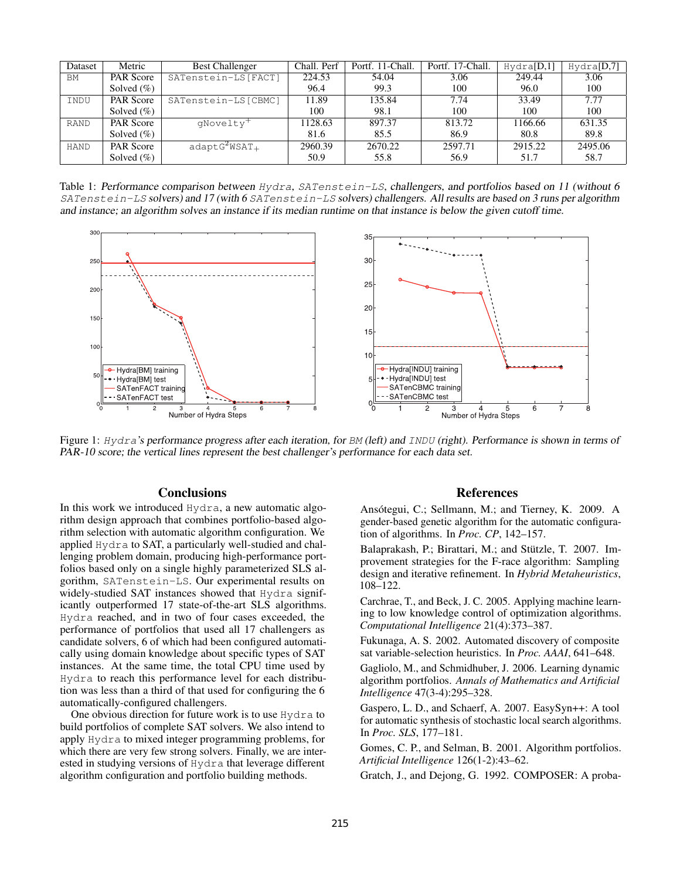| Dataset | Metric | Best Challenger | Chall. Perf | Portf. 11-Chall. | Portf. 17-Chall. | Hydra[D,1] | Hydra[D,7] |
|---|---|---|---|---|---|---|---|
| BM | PAR Score | SATenstein-LS[FACT] | 224.53 | 54.04 | 3.06 | 249.44 | 3.06 |
| | Solved (%) | | 96.4 | 99.3 | 100 | 96.0 | 100 |
| INDU | PAR Score | SATenstein-LS[CBMC] | 11.89 | 135.84 | 7.74 | 33.49 | 7.77 |
| | Solved (%) | | 100 | 98.1 | 100 | 100 | 100 |
| RAND | PAR Score | gNovelty$^+$ | 1128.63 | 897.37 | 813.72 | 1166.66 | 631.35 |
| | Solved (%) | | 81.6 | 85.5 | 86.9 | 80.8 | 89.8 |
| HAND | PAR Score | adaptG$^2$WSAT$_+$ | 2960.39 | 2670.22 | 2597.71 | 2915.22 | 2495.06 |
| | Solved (%) | | 50.9 | 55.8 | 56.9 | 51.7 | 58.7 |

Table 1: Performance comparison between Hydra, SATenstein-LS, challengers, and portfolios based on 11 (without 6 SATenstein-LS solvers) and 17 (with 6 SATenstein-LS solvers) challengers. All results are based on 3 runs per algorithm and instance; an algorithm solves an instance if its median runtime on that instance is below the given cutoff time.

Figure 1: Hydra's performance progress after each iteration, for BM (left) and INDU (right). Performance is shown in terms of PAR-10 score; the vertical lines represent the best challenger's performance for each data set.

## Conclusions

In this work we introduced Hydra, a new automatic algorithm design approach that combines portfolio-based algorithm selection with automatic algorithm configuration. We applied Hydra to SAT, a particularly well-studied and challenging problem domain, producing high-performance portfolios based only on a single highly parameterized SLS algorithm, SATenstein-LS. Our experimental results on widely-studied SAT instances showed that Hydra significantly outperformed 17 state-of-the-art SLS algorithms. Hydra reached, and in two of four cases exceeded, the performance of portfolios that used all 17 challengers as candidate solvers, 6 of which had been configured automatically using domain knowledge about specific types of SAT instances. At the same time, the total CPU time used by Hydra to reach this performance level for each distribution was less than a third of that used for configuring the 6 automatically-configured challengers.

One obvious direction for future work is to use Hydra to build portfolios of complete SAT solvers. We also intend to apply Hydra to mixed integer programming problems, for which there are very few strong solvers. Finally, we are interested in studying versions of Hydra that leverage different algorithm configuration and portfolio building methods.

## References

Ansótegui, C.; Sellmann, M.; and Tierney, K. 2009. A gender-based genetic algorithm for the automatic configuration of algorithms. In *Proc. CP*, 142–157.

Balaprakash, P.; Birattari, M.; and Stützle, T. 2007. Improvement strategies for the F-race algorithm: Sampling design and iterative refinement. In *Hybrid Metaheuristics*, 108–122.

Carchrae, T., and Beck, J. C. 2005. Applying machine learning to low knowledge control of optimization algorithms. *Computational Intelligence* 21(4):373–387.

Fukunaga, A. S. 2002. Automated discovery of composite sat variable-selection heuristics. In *Proc. AAAI*, 641–648.

Gagliolo, M., and Schmidhuber, J. 2006. Learning dynamic algorithm portfolios. *Annals of Mathematics and Artificial Intelligence* 47(3-4):295–328.

Gaspero, L. D., and Schaerf, A. 2007. EasySyn++: A tool for automatic synthesis of stochastic local search algorithms. In *Proc. SLS*, 177–181.

Gomes, C. P., and Selman, B. 2001. Algorithm portfolios. *Artificial Intelligence* 126(1-2):43–62.

Gratch, J., and Dejong, G. 1992. COMPOSER: A proba-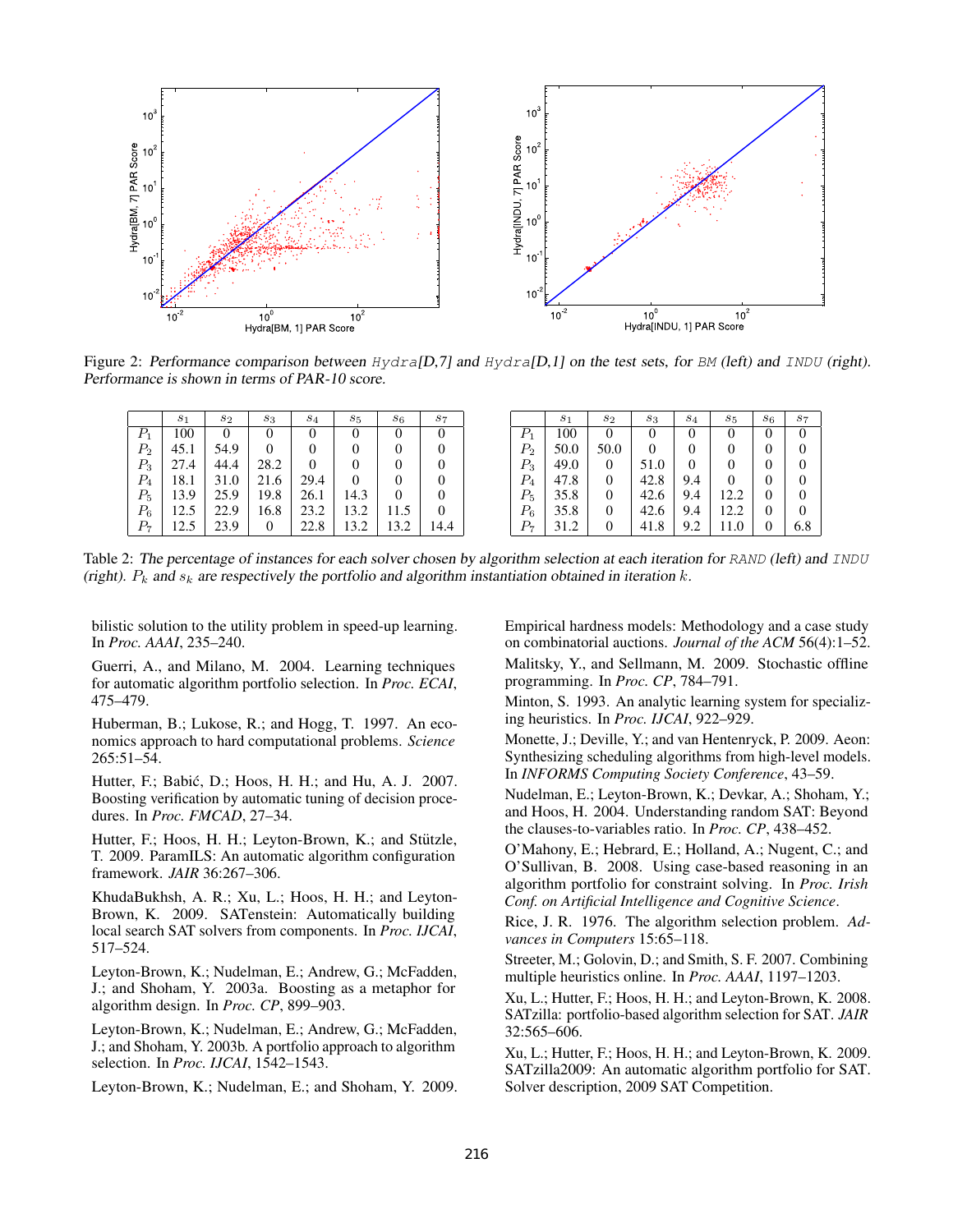10^3

10^2

10^1

10^0

10^-1

10^-2

Hydra[BM, 7] PAR Score

10^-2 10^0 10^2

Hydra[BM, 1] PAR Score

10^3

10^2

10^1

10^0

10^-1

10^-2

Hydra[INDU, 7] PAR Score

10^-2 10^0 10^2

Hydra[INDU, 1] PAR Score

Figure 2: Performance comparison between Hydra[D,7] and Hydra[D,1] on the test sets, for BM (left) and INDU (right). Performance is shown in terms of PAR-10 score.

| | $s_1$ | $s_2$ | $s_3$ | $s_4$ | $s_5$ | $s_6$ | $s_7$ |
|---|---|---|---|---|---|---|---|
| $P_1$ | 100 | 0 | 0 | 0 | 0 | 0 | 0 |
| $P_2$ | 45.1 | 54.9 | 0 | 0 | 0 | 0 | 0 |
| $P_3$ | 27.4 | 44.4 | 28.2 | 0 | 0 | 0 | 0 |
| $P_4$ | 18.1 | 31.0 | 21.6 | 29.4 | 0 | 0 | 0 |
| $P_5$ | 13.9 | 25.9 | 19.8 | 26.1 | 14.3 | 0 | 0 |
| $P_6$ | 12.5 | 22.9 | 16.8 | 23.2 | 13.2 | 11.5 | 0 |
| $P_7$ | 12.5 | 23.9 | 0 | 22.8 | 13.2 | 13.2 | 14.4 |

| | $s_1$ | $s_2$ | $s_3$ | $s_4$ | $s_5$ | $s_6$ | $s_7$ |
|---|---|---|---|---|---|---|---|
| $P_1$ | 100 | 0 | 0 | 0 | 0 | 0 | 0 |
| $P_2$ | 50.0 | 50.0 | 0 | 0 | 0 | 0 | 0 |
| $P_3$ | 49.0 | 0 | 51.0 | 0 | 0 | 0 | 0 |
| $P_4$ | 47.8 | 0 | 42.8 | 9.4 | 0 | 0 | 0 |
| $P_5$ | 35.8 | 0 | 42.6 | 9.4 | 12.2 | 0 | 0 |
| $P_6$ | 35.8 | 0 | 42.6 | 9.4 | 12.2 | 0 | 0 |
| $P_7$ | 31.2 | 0 | 41.8 | 9.2 | 11.0 | 0 | 6.8 |

Table 2: The percentage of instances for each solver chosen by algorithm selection at each iteration for RAND (left) and INDU (right). $P_k$ and $s_k$ are respectively the portfolio and algorithm instantiation obtained in iteration $k$.

bilistic solution to the utility problem in speed-up learning. In *Proc. AAAI*, 235–240.

Guerri, A., and Milano, M. 2004. Learning techniques for automatic algorithm portfolio selection. In *Proc. ECAI*, 475–479.

Huberman, B.; Lukose, R.; and Hogg, T. 1997. An economics approach to hard computational problems. *Science* 265:51–54.

Hutter, F.; Babić, D.; Hoos, H. H.; and Hu, A. J. 2007. Boosting verification by automatic tuning of decision procedures. In *Proc. FMCAD*, 27–34.

Hutter, F.; Hoos, H. H.; Leyton-Brown, K.; and Stützle, T. 2009. ParamILS: An automatic algorithm configuration framework. *JAIR* 36:267–306.

KhudaBukhsh, A. R.; Xu, L.; Hoos, H. H.; and Leyton-Brown, K. 2009. SATenstein: Automatically building local search SAT solvers from components. In *Proc. IJCAI*, 517–524.

Leyton-Brown, K.; Nudelman, E.; Andrew, G.; McFadden, J.; and Shoham, Y. 2003a. Boosting as a metaphor for algorithm design. In *Proc. CP*, 899–903.

Leyton-Brown, K.; Nudelman, E.; Andrew, G.; McFadden, J.; and Shoham, Y. 2003b. A portfolio approach to algorithm selection. In *Proc. IJCAI*, 1542–1543.

Leyton-Brown, K.; Nudelman, E.; and Shoham, Y. 2009. Empirical hardness models: Methodology and a case study on combinatorial auctions. *Journal of the ACM* 56(4):1–52.

Malitsky, Y., and Sellmann, M. 2009. Stochastic offline programming. In *Proc. CP*, 784–791.

Minton, S. 1993. An analytic learning system for specializing heuristics. In *Proc. IJCAI*, 922–929.

Monette, J.; Deville, Y.; and van Hentenryck, P. 2009. Aeon: Synthesizing scheduling algorithms from high-level models. In *INFORMS Computing Society Conference*, 43–59.

Nudelman, E.; Leyton-Brown, K.; Devkar, A.; Shoham, Y.; and Hoos, H. 2004. Understanding random SAT: Beyond the clauses-to-variables ratio. In *Proc. CP*, 438–452.

O'Mahony, E.; Hebrard, E.; Holland, A.; Nugent, C.; and O'Sullivan, B. 2008. Using case-based reasoning in an algorithm portfolio for constraint solving. In *Proc. Irish Conf. on Artificial Intelligence and Cognitive Science*.

Rice, J. R. 1976. The algorithm selection problem. *Advances in Computers* 15:65–118.

Streeter, M.; Golovin, D.; and Smith, S. F. 2007. Combining multiple heuristics online. In *Proc. AAAI*, 1197–1203.

Xu, L.; Hutter, F.; Hoos, H. H.; and Leyton-Brown, K. 2008. SATzilla: portfolio-based algorithm selection for SAT. *JAIR* 32:565–606.

Xu, L.; Hutter, F.; Hoos, H. H.; and Leyton-Brown, K. 2009. SATzilla2009: An automatic algorithm portfolio for SAT. Solver description, 2009 SAT Competition.